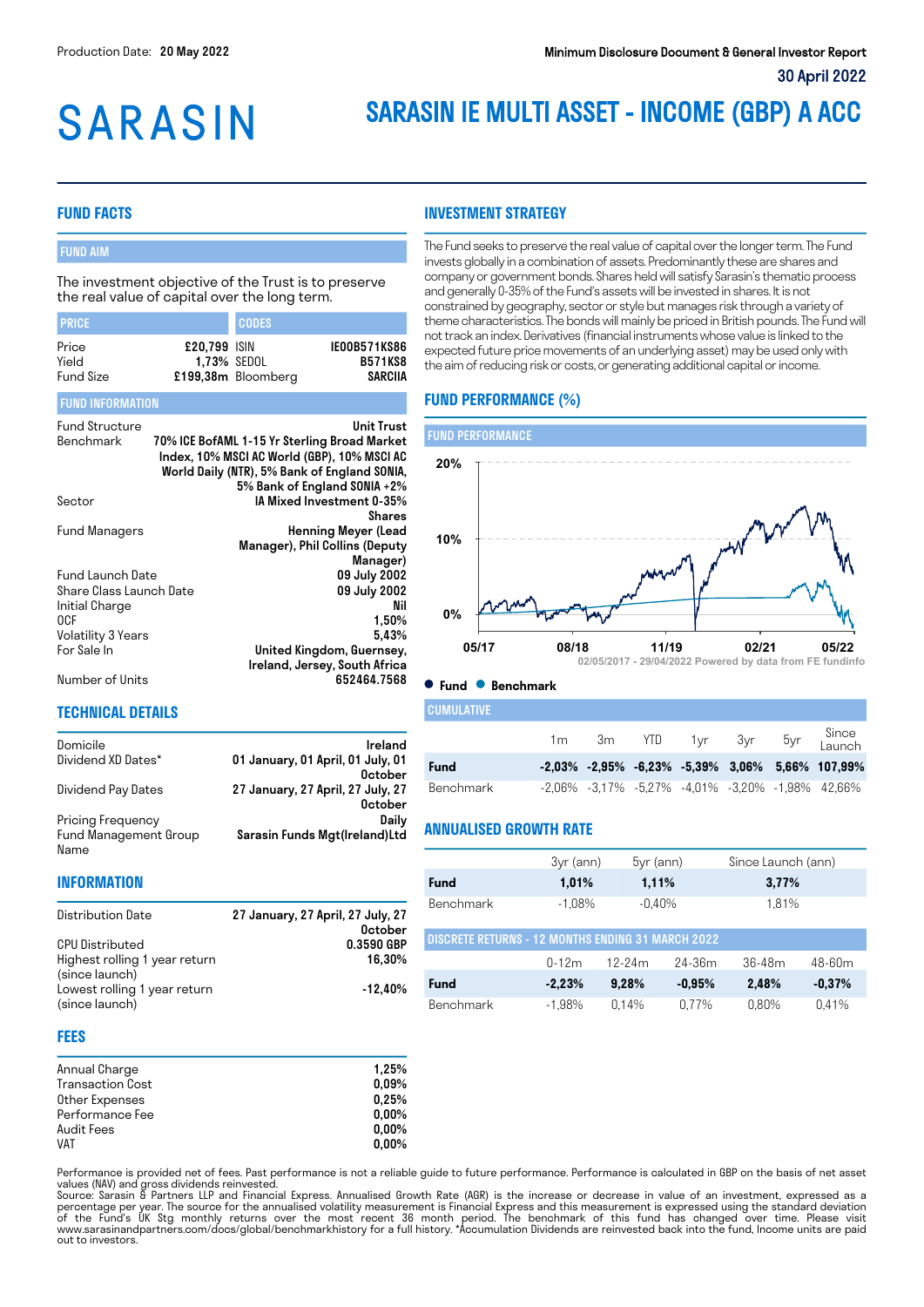Production Date: **20 May 2022**

**Minimum Disclosure Document & General Investor Report**

**30 April 2022**

# SARASIN

# SARASIN IE MULTI ASSET - INCOME (GBP) A ACC

## FUND FACTS

### FUND AIM

The investment objective of the Trust is to preserve the real value of capital over the long term.

| PRICE | | CODES | |
|---|---|---|---|
| Price | £20,799 | ISIN | IE00B571KS86 |
| Yield | 1,73% | SEDOL | B571KS8 |
| Fund Size | £199,38m | Bloomberg | SARCIIA |

### FUND INFORMATION

| | |
|---|---|
| Fund Structure | Unit Trust |
| Benchmark | 70% ICE BofAML 1-15 Yr Sterling Broad Market Index, 10% MSCI AC World (GBP), 10% MSCI AC World Daily (NTR), 5% Bank of England SONIA, 5% Bank of England SONIA +2% |
| Sector | IA Mixed Investment 0-35% Shares |
| Fund Managers | Henning Meyer (Lead Manager), Phil Collins (Deputy Manager) |
| Fund Launch Date | 09 July 2002 |
| Share Class Launch Date | 09 July 2002 |
| Initial Charge | Nil |
| OCF | 1,50% |
| Volatility 3 Years | 5,43% |
| For Sale In | United Kingdom, Guernsey, Ireland, Jersey, South Africa |
| Number of Units | 652464.7568 |

## TECHNICAL DETAILS

| | |
|---|---|
| Domicile | Ireland |
| Dividend XD Dates* | 01 January, 01 April, 01 July, 01 October |
| Dividend Pay Dates | 27 January, 27 April, 27 July, 27 October |
| Pricing Frequency | Daily |
| Fund Management Group Name | Sarasin Funds Mgt(Ireland)Ltd |

## INFORMATION

| | |
|---|---|
| Distribution Date | 27 January, 27 April, 27 July, 27 October |
| CPU Distributed | 0.3590 GBP |
| Highest rolling 1 year return (since launch) | 16,30% |
| Lowest rolling 1 year return (since launch) | -12,40% |

## FEES

| | |
|---|---|
| Annual Charge | 1,25% |
| Transaction Cost | 0,09% |
| Other Expenses | 0,25% |
| Performance Fee | 0,00% |
| Audit Fees | 0,00% |
| VAT | 0,00% |

## INVESTMENT STRATEGY

The Fund seeks to preserve the real value of capital over the longer term. The Fund invests globally in a combination of assets. Predominantly these are shares and company or government bonds. Shares held will satisfy Sarasin's thematic process and generally 0-35% of the Fund's assets will be invested in shares. It is not constrained by geography, sector or style but manages risk through a variety of theme characteristics. The bonds will mainly be priced in British pounds. The Fund will not track an index. Derivatives (financial instruments whose value is linked to the expected future price movements of an underlying asset) may be used only with the aim of reducing risk or costs, or generating additional capital or income.

## FUND PERFORMANCE (%)

### FUND PERFORMANCE

02/05/2017 - 29/04/2022 Powered by data from FE fundinfo

● Fund ● Benchmark

### CUMULATIVE

| | 1m | 3m | YTD | 1yr | 3yr | 5yr | Since Launch |
|---|---|---|---|---|---|---|---|
| **Fund** | **-2,03%** | **-2,95%** | **-6,23%** | **-5,39%** | **3,06%** | **5,66%** | **107,99%** |
| Benchmark | -2,06% | -3,17% | -5,27% | -4,01% | -3,20% | -1,98% | 42,66% |

## ANNUALISED GROWTH RATE

| | 3yr (ann) | 5yr (ann) | Since Launch (ann) |
|---|---|---|---|
| **Fund** | **1,01%** | **1,11%** | **3,77%** |
| Benchmark | -1,08% | -0,40% | 1,81% |

### DISCRETE RETURNS - 12 MONTHS ENDING 31 MARCH 2022

| | 0-12m | 12-24m | 24-36m | 36-48m | 48-60m |
|---|---|---|---|---|---|
| **Fund** | **-2,23%** | **9,28%** | **-0,95%** | **2,48%** | **-0,37%** |
| Benchmark | -1,98% | 0,14% | 0,77% | 0,80% | 0,41% |

Performance is provided net of fees. Past performance is not a reliable guide to future performance. Performance is calculated in GBP on the basis of net asset values (NAV) and gross dividends reinvested.
Source: Sarasin & Partners LLP and Financial Express. Annualised Growth Rate (AGR) is the increase or decrease in value of an investment, expressed as a percentage per year. The source for the annualised volatility measurement is Financial Express and this measurement is expressed using the standard deviation of the Fund's UK Stg monthly returns over the most recent 36 month period. The benchmark of this fund has changed over time. Please visit www.sarasinandpartners.com/docs/global/benchmarkhistory for a full history. *Accumulation Dividends are reinvested back into the fund, Income units are paid out to investors.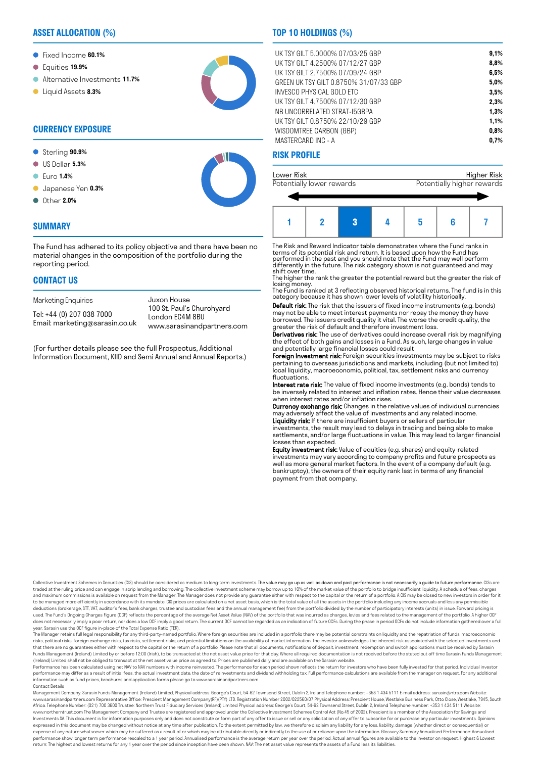## ASSET ALLOCATION (%)

- Fixed Income **60.1%**
- Equities **19.9%**
- Alternative Investments **11.7%**
- Liquid Assets **8.3%**

## CURRENCY EXPOSURE

- Sterling **90.9%**
- US Dollar **5.3%**
- Euro **1.4%**
- Japanese Yen **0.3%**
- Other **2.0%**

## SUMMARY

The Fund has adhered to its policy objective and there have been no material changes in the composition of the portfolio during the reporting period.

## CONTACT US

Marketing Enquiries

Tel: +44 (0) 207 038 7000
Email: marketing@sarasin.co.uk

Juxon House
100 St. Paul's Churchyard
London EC4M 8BU
www.sarasinandpartners.com

(For further details please see the full Prospectus, Additional Information Document, KIID and Semi Annual and Annual Reports.)

## TOP 10 HOLDINGS (%)

| | |
|---|---|
| UK TSY GILT 5.0000% 07/03/25 GBP | **9,1%** |
| UK TSY GILT 4.2500% 07/12/27 GBP | **8,8%** |
| UK TSY GILT 2.7500% 07/09/24 GBP | **6,5%** |
| GREEN UK TSY GILT 0.8750% 31/07/33 GBP | **5,0%** |
| INVESCO PHYSICAL GOLD ETC | **3,5%** |
| UK TSY GILT 4.7500% 07/12/30 GBP | **2,3%** |
| NB UNCORRELATED STRAT-I5GBPA | **1,3%** |
| UK TSY GILT 0.8750% 22/10/29 GBP | **1,1%** |
| WISDOMTREE CARBON (GBP) | **0,8%** |
| MASTERCARD INC - A | **0,7%** |

## RISK PROFILE

Lower Risk
Potentially lower rewards

Higher Risk
Potentially higher rewards

| 1 | 2 | **3** | 4 | 5 | 6 | 7 |
|---|---|---|---|---|---|---|

The Risk and Reward Indicator table demonstrates where the Fund ranks in terms of its potential risk and return. It is based upon how the Fund has performed in the past and you should note that the Fund may well perform differently in the future. The risk category shown is not guaranteed and may shift over time.
The higher the rank the greater the potential reward but the greater the risk of losing money.
The Fund is ranked at 3 reflecting observed historical returns. The fund is in this category because it has shown lower levels of volatility historically.

**Default risk:** The risk that the issuers of fixed income instruments (e.g. bonds) may not be able to meet interest payments nor repay the money they have borrowed. The issuers credit quality it vital. The worse the credit quality, the greater the risk of default and therefore investment loss.

**Derivatives risk:** The use of derivatives could increase overall risk by magnifying the effect of both gains and losses in a Fund. As such, large changes in value and potentially large financial losses could result

**Foreign Investment risk:** Foreign securities investments may be subject to risks pertaining to overseas jurisdictions and markets, including (but not limited to) local liquidity, macroeconomic, political, tax, settlement risks and currency fluctuations.

**Interest rate risk:** The value of fixed income investments (e.g. bonds) tends to be inversely related to interest and inflation rates. Hence their value decreases when interest rates and/or inflation rises.

**Currency exchange risk:** Changes in the relative values of individual currencies may adversely affect the value of investments and any related income.

**Liquidity risk:** If there are insufficient buyers or sellers of particular investments, the result may lead to delays in trading and being able to make settlements, and/or large fluctuations in value. This may lead to larger financial losses than expected.

**Equity investment risk:** Value of equities (e.g. shares) and equity-related investments may vary according to company profits and future prospects as well as more general market factors. In the event of a company default (e.g. bankruptcy), the owners of their equity rank last in terms of any financial payment from that company.

Collective Investment Schemes in Securities (CIS) should be considered as medium to long-term investments. **The value may go up as well as down and past performance is not necessarily a guide to future performance.** CISs are traded at the ruling price and can engage in scrip lending and borrowing. The collective investment scheme may borrow up to 10% of the market value of the portfolio to bridge insufficient liquidity. A schedule of fees, charges and maximum commissions is available on request from the Manager. The Manager does not provide any guarantee either with respect to the capital or the return of a portfolio. A CIS may be closed to new investors in order for it to be managed more efficiently in accordance with its mandate. CIS prices are calculated on a net asset basis, which is the total value of all the assets in the portfolio including any income accruals and less any permissible deductions (brokerage, STT, VAT, auditor's fees, bank charges, trustee and custodian fees and the annual management fee) from the portfolio divided by the number of participatory interests (units) in issue. Forward pricing is used. The Fund's Ongoing Charges Figure (OCF) reflects the percentage of the average Net Asset Value (NAV) of the portfolio that was incurred as charges, levies and fees related to the management of the portfolio. A higher OCF does not necessarily imply a poor return, nor does a low OCF imply a good return. The current OCF cannot be regarded as an indication of future OCFs. During the phase in period OCFs do not include information gathered over a full year. Sarasin use the OCF figure in-place of the Total Expense Ratio (TER).
The Manager retains full legal responsibility for any third-party-named portfolio. Where foreign securities are included in a portfolio there may be potential constraints on liquidity and the repatriation of funds, macroeconomic risks, political risks, foreign exchange risks, tax risks, settlement risks; and potential limitations on the availability of market information. The investor acknowledges the inherent risk associated with the selected investments and that there are no guarantees either with respect to the capital or the return of a portfolio. Please note that all documents, notifications of deposit, investment, redemption and switch applications must be received by Sarasin Funds Management (Ireland) Limited by or before 12:00 (Irish), to be transacted at the net asset value price for that day. Where all required documentation is not received before the stated cut off time Sarasin Funds Management (Ireland) Limited shall not be obliged to transact at the net asset value price as agreed to. Prices are published daily and are available on the Sarasin website.
Performance has been calculated using net NAV to NAV numbers with income reinvested. The performance for each period shown reflects the return for investors who have been fully invested for that period. Individual investor performance may differ as a result of initial fees, the actual investment date, the date of reinvestments and dividend withholding tax. Full performance calculations are available from the manager on request. For any additional information such as fund prices, brochures and application forms please go to www.sarasinandpartners.com
Contact Details
Management Company: Sarasin Funds Management (Ireland) Limited, Physical address: George's Court, 54-62 Townsend Street, Dublin 2, Ireland Telephone number: +353 1 434 5111 E-mail address: sarasin@ntrs.com Website: www.sarasinandpartners.com Representative Office: Prescient Management Company(RF)(PTY) LTD. Registration Number 2002/022560/07 Physical Address: Prescient House, Westlake Business Park, Otto Close, Westlake, 7945, South Africa. Telephone Number: (021) 700 3600 Trustee: Northern Trust Fiduciary Services (Ireland) Limited Physical address: George's Court, 54-62 Townsend Street, Dublin 2, Ireland Telephone number: +353 1 434 5111 Website: www.northerntrust.com The Management Company and Trustee are registered and approved under the Collective Investment Schemes Control Act (No.45 of 2002). Prescient is a member of the Association for Savings and Investments SA. This document is for information purposes only and does not constitute or form part of any offer to issue or sell or any solicitation of any offer to subscribe for or purchase any particular investments. Opinions expressed in this document may be changed without notice at any time after publication. To the extent permitted by law, we therefore disclaim any liability for any loss, liability, damage (whether direct or consequential) or expense of any nature whatsoever which may be suffered as a result of or which may be attributable directly or indirectly to the use of or reliance upon the information. Glossary Summary Annualised Performance: Annualised performance show longer term performance rescaled to a 1 year period. Annualised performance is the average return per year over the period. Actual annual figures are available to the investor on request. Highest & Lowest return: The highest and lowest returns for any 1 year over the period since inception have been shown. NAV: The net asset value represents the assets of a Fund less its liabilities.